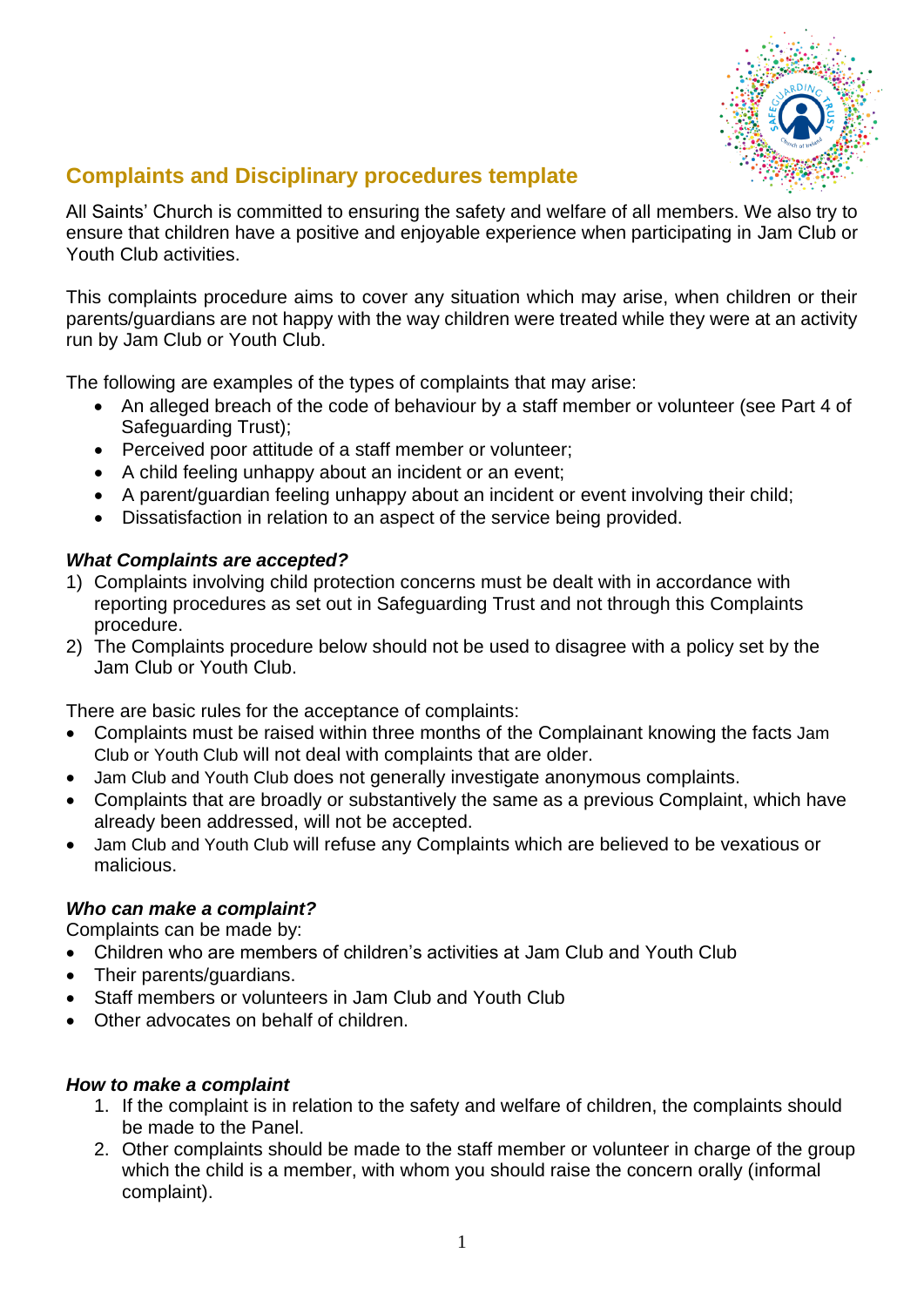## Complaints and Disciplinary procedures template

All Saints' Church is committed to ensuring the safety and welfare of all members. We also try to ensure that children have a positive and enjoyable experience when participating in Jam Club or Youth Club activities.

This complaints procedure aims to cover any situation which may arise, when children or their parents/guardians are not happy with the way children were treated while they were at an activity run by Jam Club or Youth Club.

The following are examples of the types of complaints that may arise:

- An alleged breach of the code of behaviour by a staff member or volunteer (see Part 4 of Safeguarding Trust);
- Perceived poor attitude of a staff member or volunteer;
- A child feeling unhappy about an incident or an event;
- A parent/guardian feeling unhappy about an incident or event involving their child;
- Dissatisfaction in relation to an aspect of the service being provided.

### *What Complaints are accepted?*

1) Complaints involving child protection concerns must be dealt with in accordance with reporting procedures as set out in Safeguarding Trust and not through this Complaints procedure.
2) The Complaints procedure below should not be used to disagree with a policy set by the Jam Club or Youth Club.

There are basic rules for the acceptance of complaints:

- Complaints must be raised within three months of the Complainant knowing the facts Jam Club or Youth Club will not deal with complaints that are older.
- Jam Club and Youth Club does not generally investigate anonymous complaints.
- Complaints that are broadly or substantively the same as a previous Complaint, which have already been addressed, will not be accepted.
- Jam Club and Youth Club will refuse any Complaints which are believed to be vexatious or malicious.

### *Who can make a complaint?*

Complaints can be made by:

- Children who are members of children's activities at Jam Club and Youth Club
- Their parents/guardians.
- Staff members or volunteers in Jam Club and Youth Club
- Other advocates on behalf of children.

### *How to make a complaint*

1. If the complaint is in relation to the safety and welfare of children, the complaints should be made to the Panel.
2. Other complaints should be made to the staff member or volunteer in charge of the group which the child is a member, with whom you should raise the concern orally (informal complaint).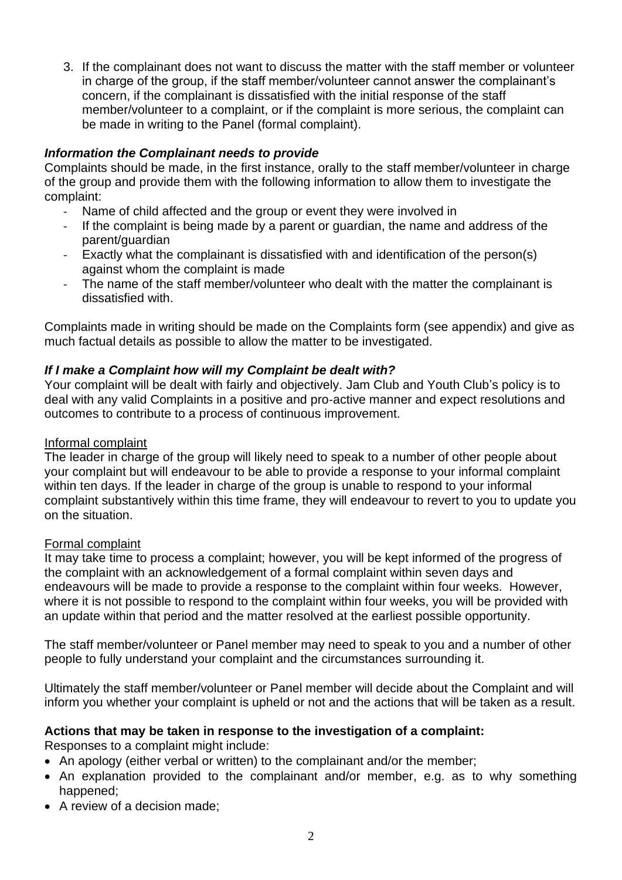3. If the complainant does not want to discuss the matter with the staff member or volunteer in charge of the group, if the staff member/volunteer cannot answer the complainant's concern, if the complainant is dissatisfied with the initial response of the staff member/volunteer to a complaint, or if the complaint is more serious, the complaint can be made in writing to the Panel (formal complaint).

### *Information the Complainant needs to provide*

Complaints should be made, in the first instance, orally to the staff member/volunteer in charge of the group and provide them with the following information to allow them to investigate the complaint:

- Name of child affected and the group or event they were involved in
- If the complaint is being made by a parent or guardian, the name and address of the parent/guardian
- Exactly what the complainant is dissatisfied with and identification of the person(s) against whom the complaint is made
- The name of the staff member/volunteer who dealt with the matter the complainant is dissatisfied with.

Complaints made in writing should be made on the Complaints form (see appendix) and give as much factual details as possible to allow the matter to be investigated.

### *If I make a Complaint how will my Complaint be dealt with?*

Your complaint will be dealt with fairly and objectively. Jam Club and Youth Club's policy is to deal with any valid Complaints in a positive and pro-active manner and expect resolutions and outcomes to contribute to a process of continuous improvement.

<u>Informal complaint</u>

The leader in charge of the group will likely need to speak to a number of other people about your complaint but will endeavour to be able to provide a response to your informal complaint within ten days. If the leader in charge of the group is unable to respond to your informal complaint substantively within this time frame, they will endeavour to revert to you to update you on the situation.

<u>Formal complaint</u>

It may take time to process a complaint; however, you will be kept informed of the progress of the complaint with an acknowledgement of a formal complaint within seven days and endeavours will be made to provide a response to the complaint within four weeks. However, where it is not possible to respond to the complaint within four weeks, you will be provided with an update within that period and the matter resolved at the earliest possible opportunity.

The staff member/volunteer or Panel member may need to speak to you and a number of other people to fully understand your complaint and the circumstances surrounding it.

Ultimately the staff member/volunteer or Panel member will decide about the Complaint and will inform you whether your complaint is upheld or not and the actions that will be taken as a result.

**Actions that may be taken in response to the investigation of a complaint:**

Responses to a complaint might include:

- An apology (either verbal or written) to the complainant and/or the member;
- An explanation provided to the complainant and/or member, e.g. as to why something happened;
- A review of a decision made;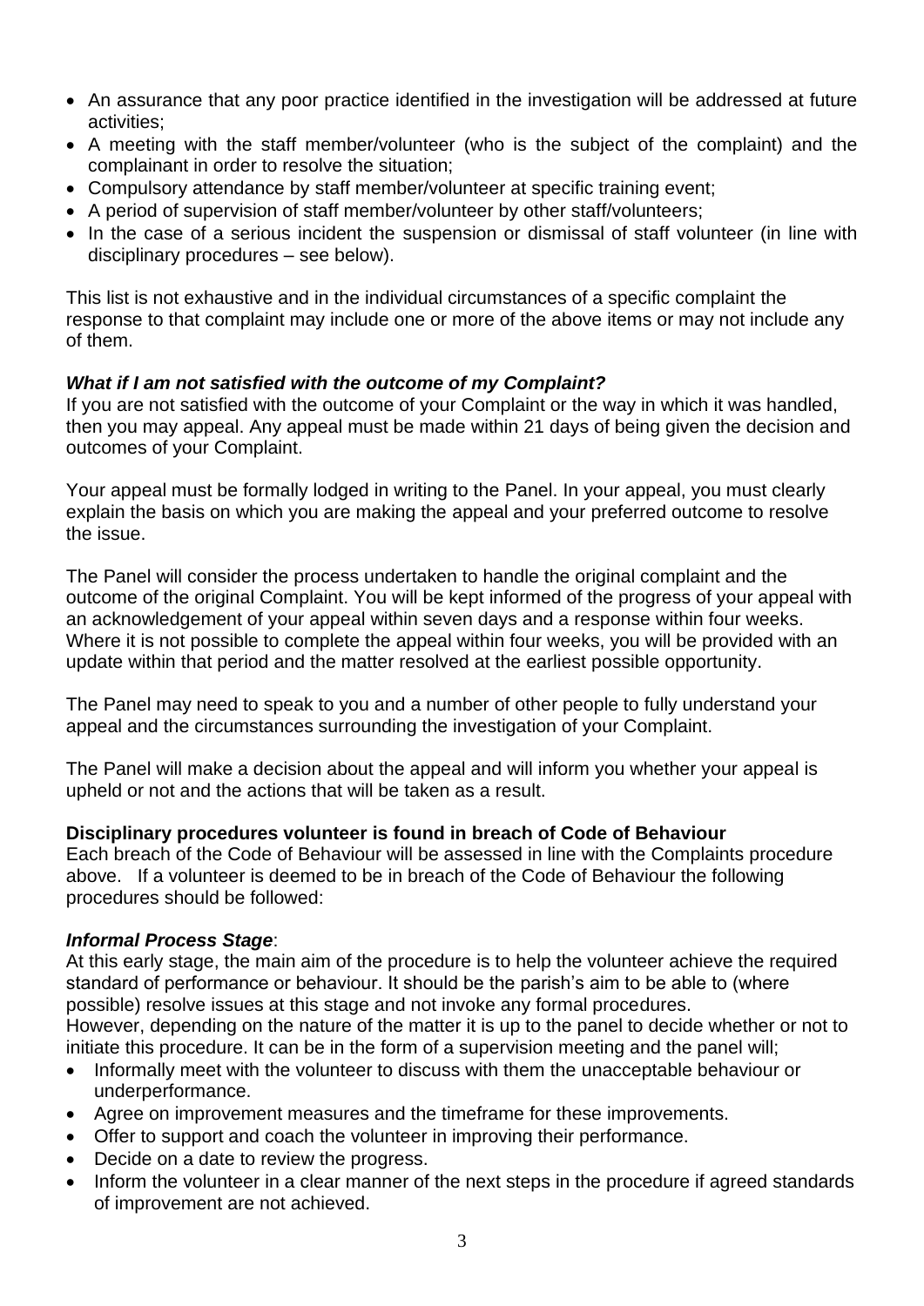- An assurance that any poor practice identified in the investigation will be addressed at future activities;
- A meeting with the staff member/volunteer (who is the subject of the complaint) and the complainant in order to resolve the situation;
- Compulsory attendance by staff member/volunteer at specific training event;
- A period of supervision of staff member/volunteer by other staff/volunteers;
- In the case of a serious incident the suspension or dismissal of staff volunteer (in line with disciplinary procedures – see below).

This list is not exhaustive and in the individual circumstances of a specific complaint the response to that complaint may include one or more of the above items or may not include any of them.

***What if I am not satisfied with the outcome of my Complaint?***

If you are not satisfied with the outcome of your Complaint or the way in which it was handled, then you may appeal. Any appeal must be made within 21 days of being given the decision and outcomes of your Complaint.

Your appeal must be formally lodged in writing to the Panel. In your appeal, you must clearly explain the basis on which you are making the appeal and your preferred outcome to resolve the issue.

The Panel will consider the process undertaken to handle the original complaint and the outcome of the original Complaint. You will be kept informed of the progress of your appeal with an acknowledgement of your appeal within seven days and a response within four weeks. Where it is not possible to complete the appeal within four weeks, you will be provided with an update within that period and the matter resolved at the earliest possible opportunity.

The Panel may need to speak to you and a number of other people to fully understand your appeal and the circumstances surrounding the investigation of your Complaint.

The Panel will make a decision about the appeal and will inform you whether your appeal is upheld or not and the actions that will be taken as a result.

**Disciplinary procedures volunteer is found in breach of Code of Behaviour**

Each breach of the Code of Behaviour will be assessed in line with the Complaints procedure above. If a volunteer is deemed to be in breach of the Code of Behaviour the following procedures should be followed:

***Informal Process Stage***:

At this early stage, the main aim of the procedure is to help the volunteer achieve the required standard of performance or behaviour. It should be the parish's aim to be able to (where possible) resolve issues at this stage and not invoke any formal procedures.
However, depending on the nature of the matter it is up to the panel to decide whether or not to initiate this procedure. It can be in the form of a supervision meeting and the panel will;

- Informally meet with the volunteer to discuss with them the unacceptable behaviour or underperformance.
- Agree on improvement measures and the timeframe for these improvements.
- Offer to support and coach the volunteer in improving their performance.
- Decide on a date to review the progress.
- Inform the volunteer in a clear manner of the next steps in the procedure if agreed standards of improvement are not achieved.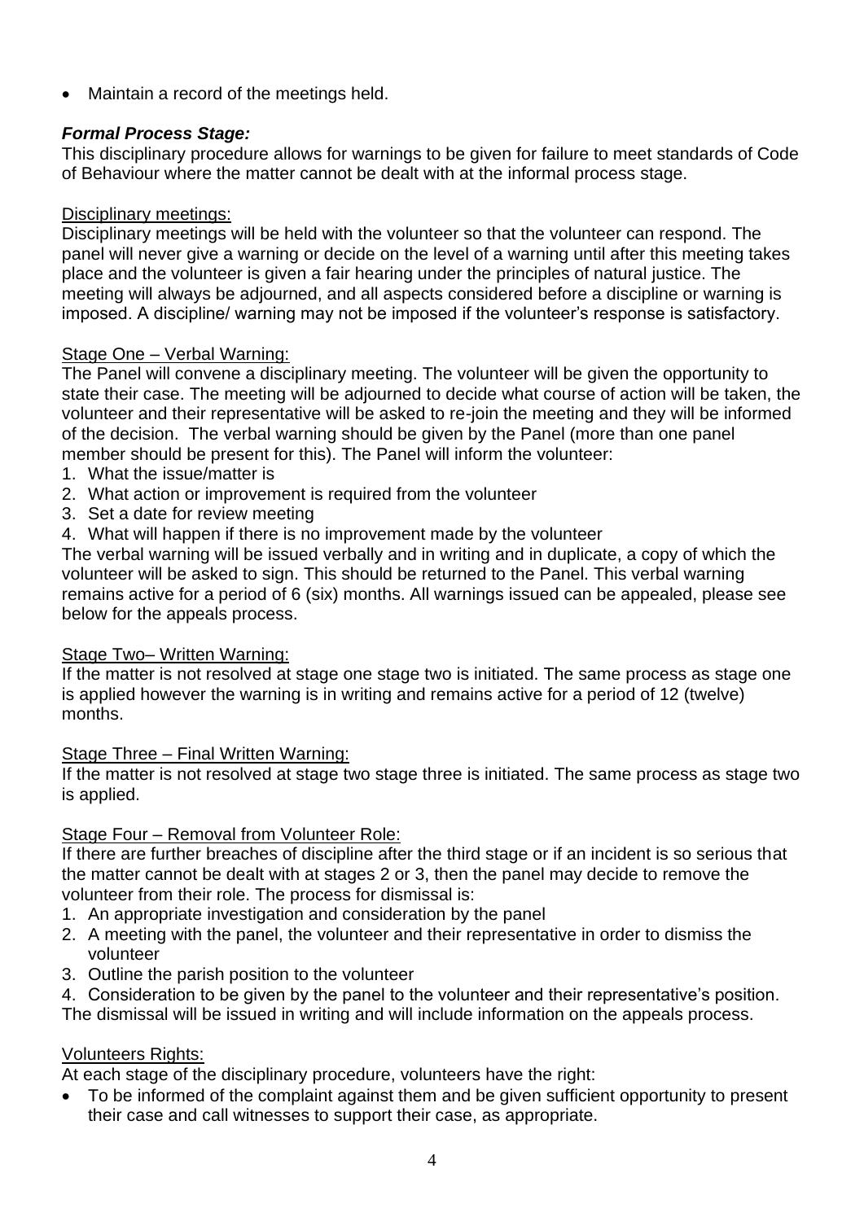- Maintain a record of the meetings held.

***Formal Process Stage:***

This disciplinary procedure allows for warnings to be given for failure to meet standards of Code of Behaviour where the matter cannot be dealt with at the informal process stage.

<u>Disciplinary meetings:</u>

Disciplinary meetings will be held with the volunteer so that the volunteer can respond. The panel will never give a warning or decide on the level of a warning until after this meeting takes place and the volunteer is given a fair hearing under the principles of natural justice. The meeting will always be adjourned, and all aspects considered before a discipline or warning is imposed. A discipline/ warning may not be imposed if the volunteer's response is satisfactory.

<u>Stage One – Verbal Warning:</u>

The Panel will convene a disciplinary meeting. The volunteer will be given the opportunity to state their case. The meeting will be adjourned to decide what course of action will be taken, the volunteer and their representative will be asked to re-join the meeting and they will be informed of the decision. The verbal warning should be given by the Panel (more than one panel member should be present for this). The Panel will inform the volunteer:

1. What the issue/matter is
2. What action or improvement is required from the volunteer
3. Set a date for review meeting
4. What will happen if there is no improvement made by the volunteer

The verbal warning will be issued verbally and in writing and in duplicate, a copy of which the volunteer will be asked to sign. This should be returned to the Panel. This verbal warning remains active for a period of 6 (six) months. All warnings issued can be appealed, please see below for the appeals process.

<u>Stage Two– Written Warning:</u>

If the matter is not resolved at stage one stage two is initiated. The same process as stage one is applied however the warning is in writing and remains active for a period of 12 (twelve) months.

<u>Stage Three – Final Written Warning:</u>

If the matter is not resolved at stage two stage three is initiated. The same process as stage two is applied.

<u>Stage Four – Removal from Volunteer Role:</u>

If there are further breaches of discipline after the third stage or if an incident is so serious that the matter cannot be dealt with at stages 2 or 3, then the panel may decide to remove the volunteer from their role. The process for dismissal is:

1. An appropriate investigation and consideration by the panel
2. A meeting with the panel, the volunteer and their representative in order to dismiss the volunteer
3. Outline the parish position to the volunteer
4. Consideration to be given by the panel to the volunteer and their representative's position.

The dismissal will be issued in writing and will include information on the appeals process.

<u>Volunteers Rights:</u>

At each stage of the disciplinary procedure, volunteers have the right:

- To be informed of the complaint against them and be given sufficient opportunity to present their case and call witnesses to support their case, as appropriate.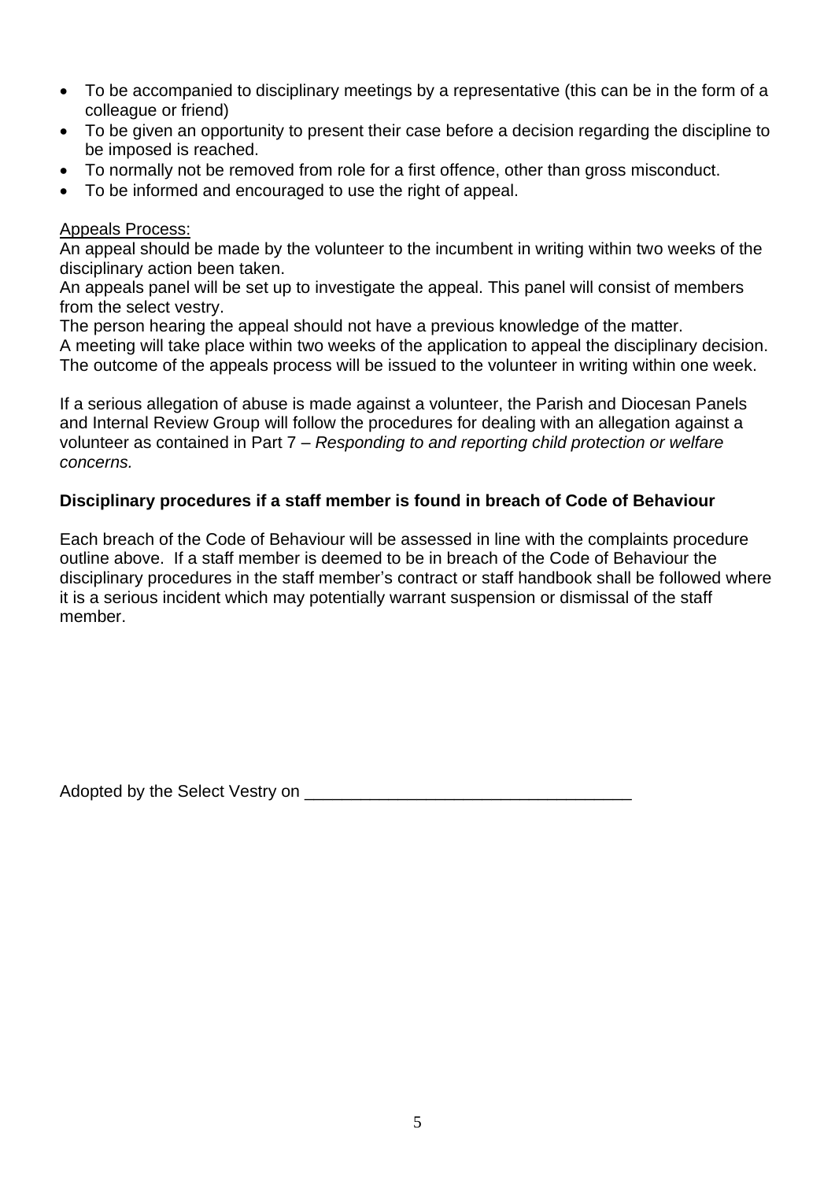- To be accompanied to disciplinary meetings by a representative (this can be in the form of a colleague or friend)
- To be given an opportunity to present their case before a decision regarding the discipline to be imposed is reached.
- To normally not be removed from role for a first offence, other than gross misconduct.
- To be informed and encouraged to use the right of appeal.

Appeals Process:

An appeal should be made by the volunteer to the incumbent in writing within two weeks of the disciplinary action been taken.

An appeals panel will be set up to investigate the appeal. This panel will consist of members from the select vestry.

The person hearing the appeal should not have a previous knowledge of the matter.

A meeting will take place within two weeks of the application to appeal the disciplinary decision.

The outcome of the appeals process will be issued to the volunteer in writing within one week.

If a serious allegation of abuse is made against a volunteer, the Parish and Diocesan Panels and Internal Review Group will follow the procedures for dealing with an allegation against a volunteer as contained in Part 7 – *Responding to and reporting child protection or welfare concerns.*

**Disciplinary procedures if a staff member is found in breach of Code of Behaviour**

Each breach of the Code of Behaviour will be assessed in line with the complaints procedure outline above. If a staff member is deemed to be in breach of the Code of Behaviour the disciplinary procedures in the staff member's contract or staff handbook shall be followed where it is a serious incident which may potentially warrant suspension or dismissal of the staff member.

Adopted by the Select Vestry on ___________________________________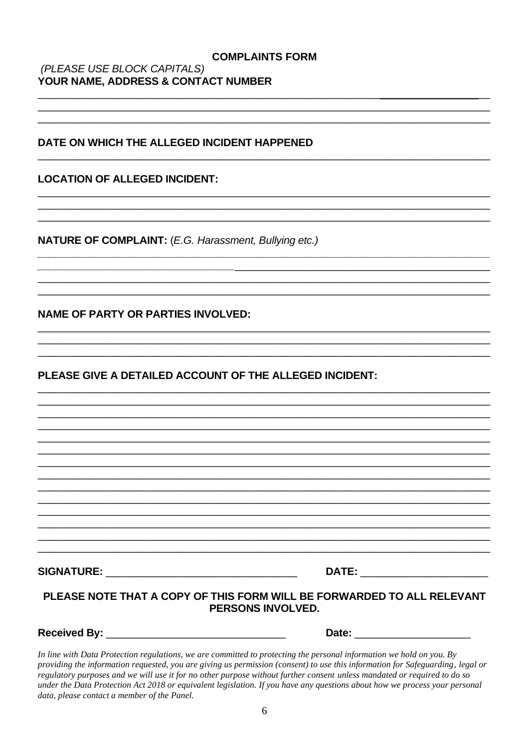# COMPLAINTS FORM

*(PLEASE USE BLOCK CAPITALS)*

**YOUR NAME, ADDRESS & CONTACT NUMBER**

______________________________________________________________________________

______________________________________________________________________________

______________________________________________________________________________

**DATE ON WHICH THE ALLEGED INCIDENT HAPPENED**

______________________________________________________________________________

**LOCATION OF ALLEGED INCIDENT:**

______________________________________________________________________________

______________________________________________________________________________

______________________________________________________________________________

**NATURE OF COMPLAINT:** (*E.G. Harassment, Bullying etc.)*

______________________________________________________________________________

______________________________________________________________________________

______________________________________________________________________________

______________________________________________________________________________

**NAME OF PARTY OR PARTIES INVOLVED:**

______________________________________________________________________________

______________________________________________________________________________

______________________________________________________________________________

**PLEASE GIVE A DETAILED ACCOUNT OF THE ALLEGED INCIDENT:**

______________________________________________________________________________

______________________________________________________________________________

______________________________________________________________________________

______________________________________________________________________________

______________________________________________________________________________

______________________________________________________________________________

______________________________________________________________________________

______________________________________________________________________________

______________________________________________________________________________

______________________________________________________________________________

______________________________________________________________________________

______________________________________________________________________________

______________________________________________________________________________

______________________________________________________________________________

**SIGNATURE:** _________________________________ **DATE:** ______________________

**PLEASE NOTE THAT A COPY OF THIS FORM WILL BE FORWARDED TO ALL RELEVANT PERSONS INVOLVED.**

**Received By:** _______________________________ **Date:** ____________________

*In line with Data Protection regulations, we are committed to protecting the personal information we hold on you. By providing the information requested, you are giving us permission (consent) to use this information for Safeguarding, legal or regulatory purposes and we will use it for no other purpose without further consent unless mandated or required to do so under the Data Protection Act 2018 or equivalent legislation. If you have any questions about how we process your personal data, please contact a member of the Panel.*